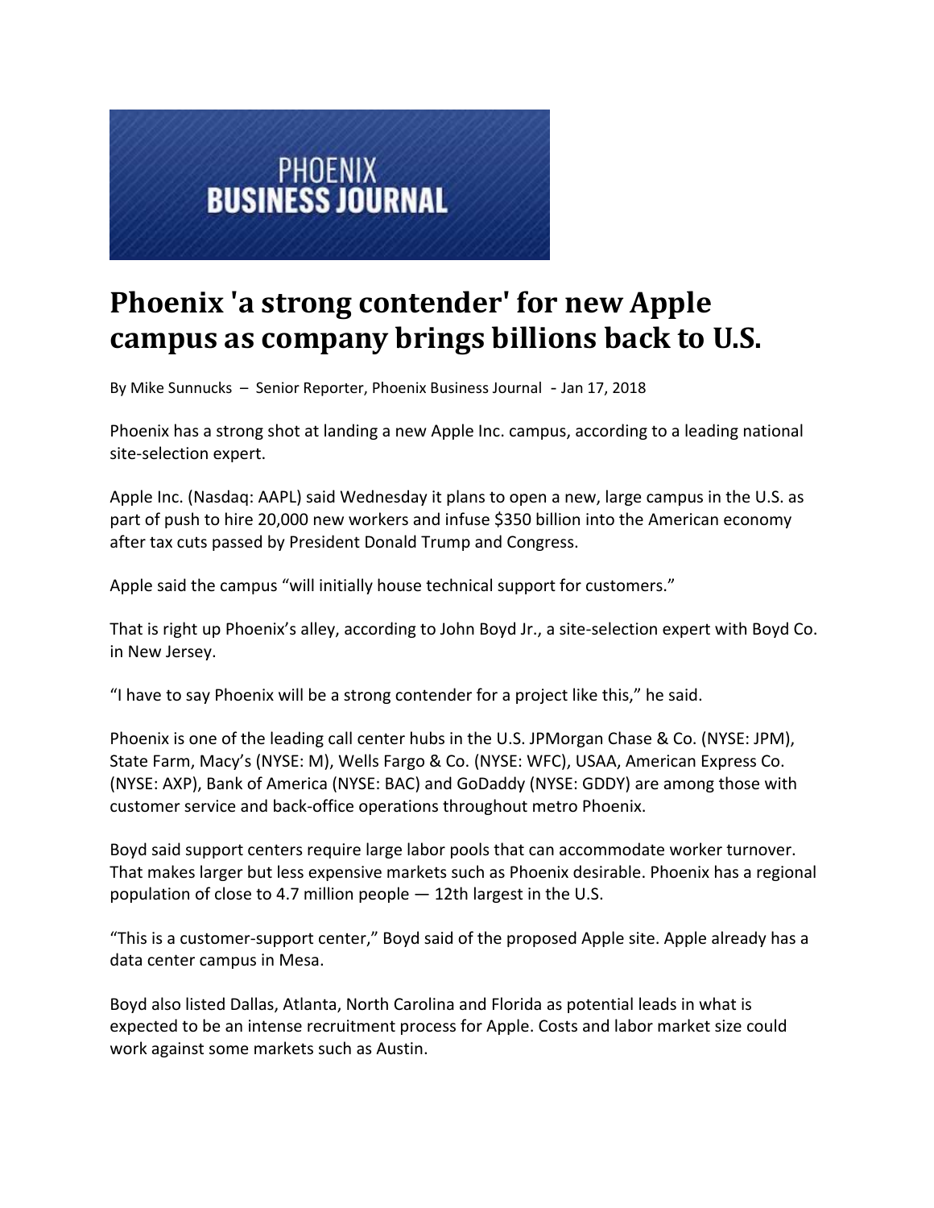PHOENIX
BUSINESS JOURNAL

# Phoenix 'a strong contender' for new Apple campus as company brings billions back to U.S.

By Mike Sunnucks – Senior Reporter, Phoenix Business Journal - Jan 17, 2018

Phoenix has a strong shot at landing a new Apple Inc. campus, according to a leading national site-selection expert.

Apple Inc. (Nasdaq: AAPL) said Wednesday it plans to open a new, large campus in the U.S. as part of push to hire 20,000 new workers and infuse $350 billion into the American economy after tax cuts passed by President Donald Trump and Congress.

Apple said the campus "will initially house technical support for customers."

That is right up Phoenix's alley, according to John Boyd Jr., a site-selection expert with Boyd Co. in New Jersey.

"I have to say Phoenix will be a strong contender for a project like this," he said.

Phoenix is one of the leading call center hubs in the U.S. JPMorgan Chase & Co. (NYSE: JPM), State Farm, Macy's (NYSE: M), Wells Fargo & Co. (NYSE: WFC), USAA, American Express Co. (NYSE: AXP), Bank of America (NYSE: BAC) and GoDaddy (NYSE: GDDY) are among those with customer service and back-office operations throughout metro Phoenix.

Boyd said support centers require large labor pools that can accommodate worker turnover. That makes larger but less expensive markets such as Phoenix desirable. Phoenix has a regional population of close to 4.7 million people — 12th largest in the U.S.

"This is a customer-support center," Boyd said of the proposed Apple site. Apple already has a data center campus in Mesa.

Boyd also listed Dallas, Atlanta, North Carolina and Florida as potential leads in what is expected to be an intense recruitment process for Apple. Costs and labor market size could work against some markets such as Austin.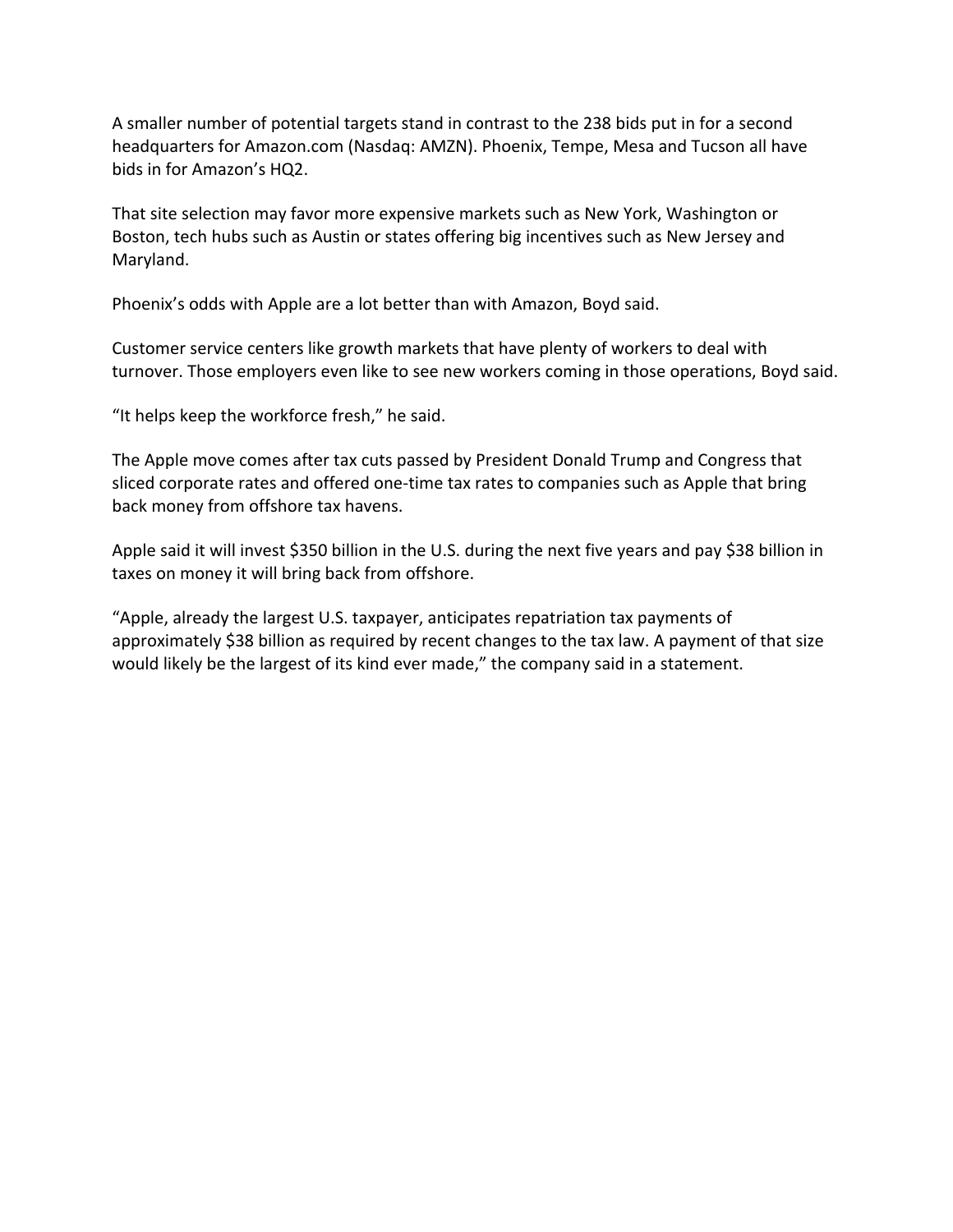A smaller number of potential targets stand in contrast to the 238 bids put in for a second headquarters for Amazon.com (Nasdaq: AMZN). Phoenix, Tempe, Mesa and Tucson all have bids in for Amazon's HQ2.

That site selection may favor more expensive markets such as New York, Washington or Boston, tech hubs such as Austin or states offering big incentives such as New Jersey and Maryland.

Phoenix's odds with Apple are a lot better than with Amazon, Boyd said.

Customer service centers like growth markets that have plenty of workers to deal with turnover. Those employers even like to see new workers coming in those operations, Boyd said.

"It helps keep the workforce fresh," he said.

The Apple move comes after tax cuts passed by President Donald Trump and Congress that sliced corporate rates and offered one-time tax rates to companies such as Apple that bring back money from offshore tax havens.

Apple said it will invest $350 billion in the U.S. during the next five years and pay $38 billion in taxes on money it will bring back from offshore.

"Apple, already the largest U.S. taxpayer, anticipates repatriation tax payments of approximately $38 billion as required by recent changes to the tax law. A payment of that size would likely be the largest of its kind ever made," the company said in a statement.